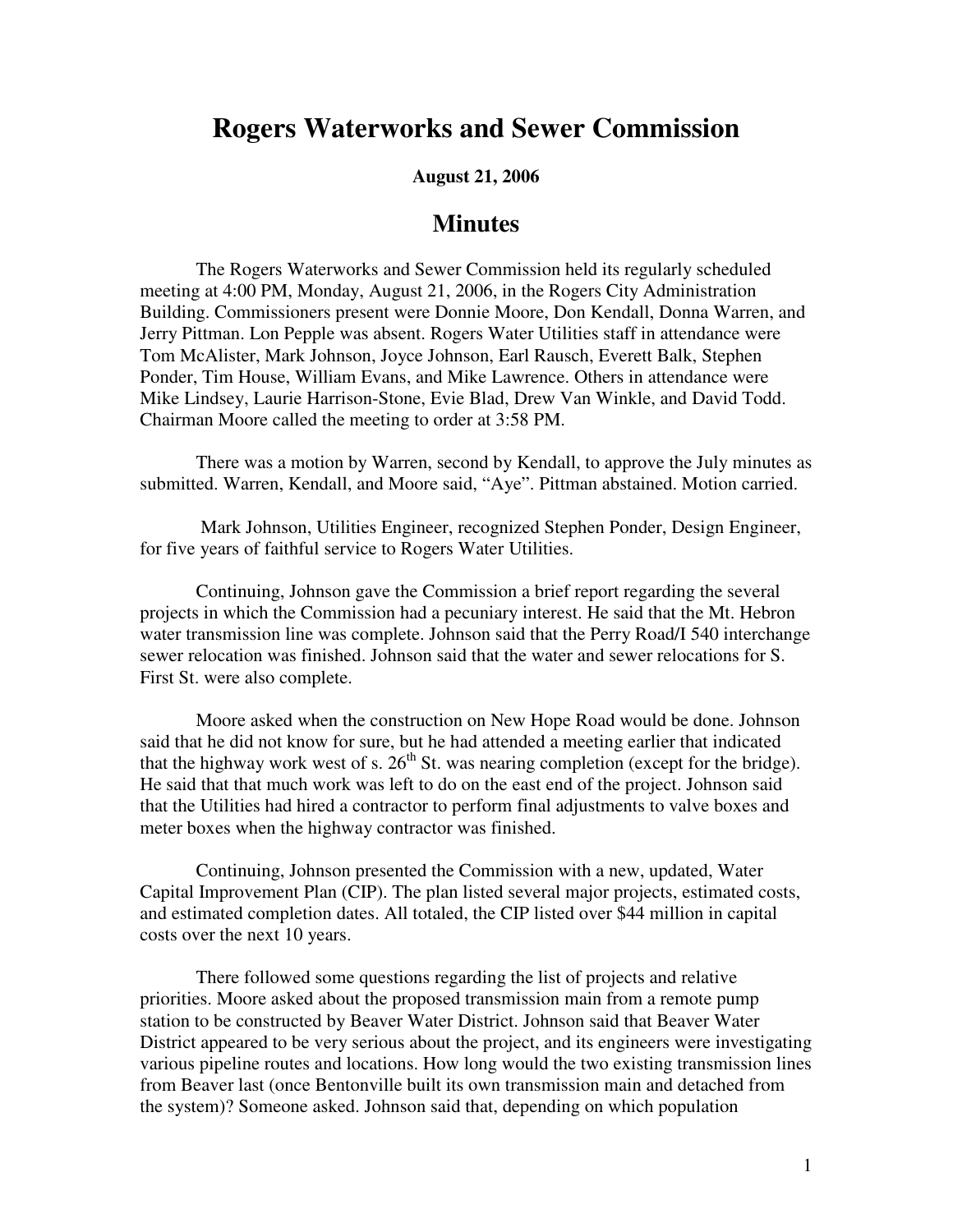# Rogers Waterworks and Sewer Commission

**August 21, 2006**

## Minutes

The Rogers Waterworks and Sewer Commission held its regularly scheduled meeting at 4:00 PM, Monday, August 21, 2006, in the Rogers City Administration Building. Commissioners present were Donnie Moore, Don Kendall, Donna Warren, and Jerry Pittman. Lon Pepple was absent. Rogers Water Utilities staff in attendance were Tom McAlister, Mark Johnson, Joyce Johnson, Earl Rausch, Everett Balk, Stephen Ponder, Tim House, William Evans, and Mike Lawrence. Others in attendance were Mike Lindsey, Laurie Harrison-Stone, Evie Blad, Drew Van Winkle, and David Todd. Chairman Moore called the meeting to order at 3:58 PM.

There was a motion by Warren, second by Kendall, to approve the July minutes as submitted. Warren, Kendall, and Moore said, "Aye". Pittman abstained. Motion carried.

Mark Johnson, Utilities Engineer, recognized Stephen Ponder, Design Engineer, for five years of faithful service to Rogers Water Utilities.

Continuing, Johnson gave the Commission a brief report regarding the several projects in which the Commission had a pecuniary interest. He said that the Mt. Hebron water transmission line was complete. Johnson said that the Perry Road/I 540 interchange sewer relocation was finished. Johnson said that the water and sewer relocations for S. First St. were also complete.

Moore asked when the construction on New Hope Road would be done. Johnson said that he did not know for sure, but he had attended a meeting earlier that indicated that the highway work west of s. 26th St. was nearing completion (except for the bridge). He said that that much work was left to do on the east end of the project. Johnson said that the Utilities had hired a contractor to perform final adjustments to valve boxes and meter boxes when the highway contractor was finished.

Continuing, Johnson presented the Commission with a new, updated, Water Capital Improvement Plan (CIP). The plan listed several major projects, estimated costs, and estimated completion dates. All totaled, the CIP listed over $44 million in capital costs over the next 10 years.

There followed some questions regarding the list of projects and relative priorities. Moore asked about the proposed transmission main from a remote pump station to be constructed by Beaver Water District. Johnson said that Beaver Water District appeared to be very serious about the project, and its engineers were investigating various pipeline routes and locations. How long would the two existing transmission lines from Beaver last (once Bentonville built its own transmission main and detached from the system)? Someone asked. Johnson said that, depending on which population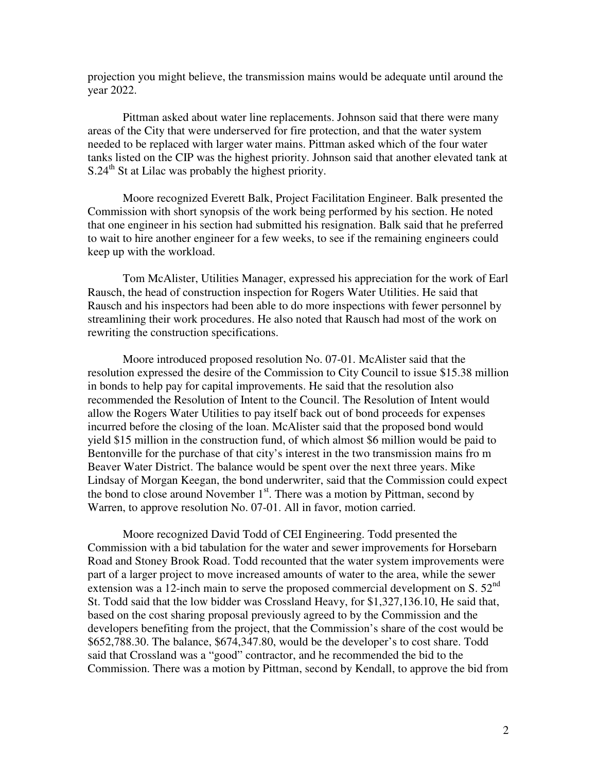projection you might believe, the transmission mains would be adequate until around the year 2022.

Pittman asked about water line replacements. Johnson said that there were many areas of the City that were underserved for fire protection, and that the water system needed to be replaced with larger water mains. Pittman asked which of the four water tanks listed on the CIP was the highest priority. Johnson said that another elevated tank at S.24th St at Lilac was probably the highest priority.

Moore recognized Everett Balk, Project Facilitation Engineer. Balk presented the Commission with short synopsis of the work being performed by his section. He noted that one engineer in his section had submitted his resignation. Balk said that he preferred to wait to hire another engineer for a few weeks, to see if the remaining engineers could keep up with the workload.

Tom McAlister, Utilities Manager, expressed his appreciation for the work of Earl Rausch, the head of construction inspection for Rogers Water Utilities. He said that Rausch and his inspectors had been able to do more inspections with fewer personnel by streamlining their work procedures. He also noted that Rausch had most of the work on rewriting the construction specifications.

Moore introduced proposed resolution No. 07-01. McAlister said that the resolution expressed the desire of the Commission to City Council to issue $15.38 million in bonds to help pay for capital improvements. He said that the resolution also recommended the Resolution of Intent to the Council. The Resolution of Intent would allow the Rogers Water Utilities to pay itself back out of bond proceeds for expenses incurred before the closing of the loan. McAlister said that the proposed bond would yield $15 million in the construction fund, of which almost $6 million would be paid to Bentonville for the purchase of that city's interest in the two transmission mains fro m Beaver Water District. The balance would be spent over the next three years. Mike Lindsay of Morgan Keegan, the bond underwriter, said that the Commission could expect the bond to close around November 1st. There was a motion by Pittman, second by Warren, to approve resolution No. 07-01. All in favor, motion carried.

Moore recognized David Todd of CEI Engineering. Todd presented the Commission with a bid tabulation for the water and sewer improvements for Horsebarn Road and Stoney Brook Road. Todd recounted that the water system improvements were part of a larger project to move increased amounts of water to the area, while the sewer extension was a 12-inch main to serve the proposed commercial development on S. 52nd St. Todd said that the low bidder was Crossland Heavy, for $1,327,136.10, He said that, based on the cost sharing proposal previously agreed to by the Commission and the developers benefiting from the project, that the Commission's share of the cost would be $652,788.30. The balance, $674,347.80, would be the developer's to cost share. Todd said that Crossland was a "good" contractor, and he recommended the bid to the Commission. There was a motion by Pittman, second by Kendall, to approve the bid from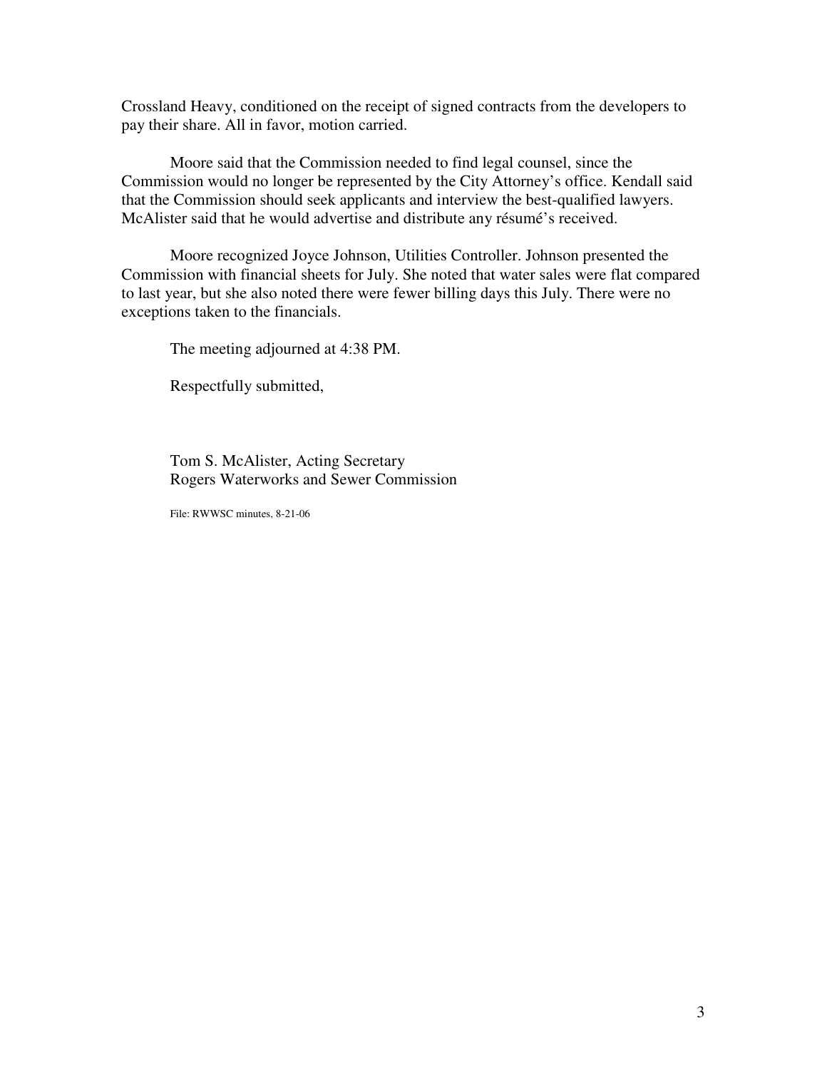Crossland Heavy, conditioned on the receipt of signed contracts from the developers to pay their share. All in favor, motion carried.

Moore said that the Commission needed to find legal counsel, since the Commission would no longer be represented by the City Attorney's office. Kendall said that the Commission should seek applicants and interview the best-qualified lawyers. McAlister said that he would advertise and distribute any résumé's received.

Moore recognized Joyce Johnson, Utilities Controller. Johnson presented the Commission with financial sheets for July. She noted that water sales were flat compared to last year, but she also noted there were fewer billing days this July. There were no exceptions taken to the financials.

The meeting adjourned at 4:38 PM.

Respectfully submitted,

Tom S. McAlister, Acting Secretary
Rogers Waterworks and Sewer Commission

File: RWWSC minutes, 8-21-06